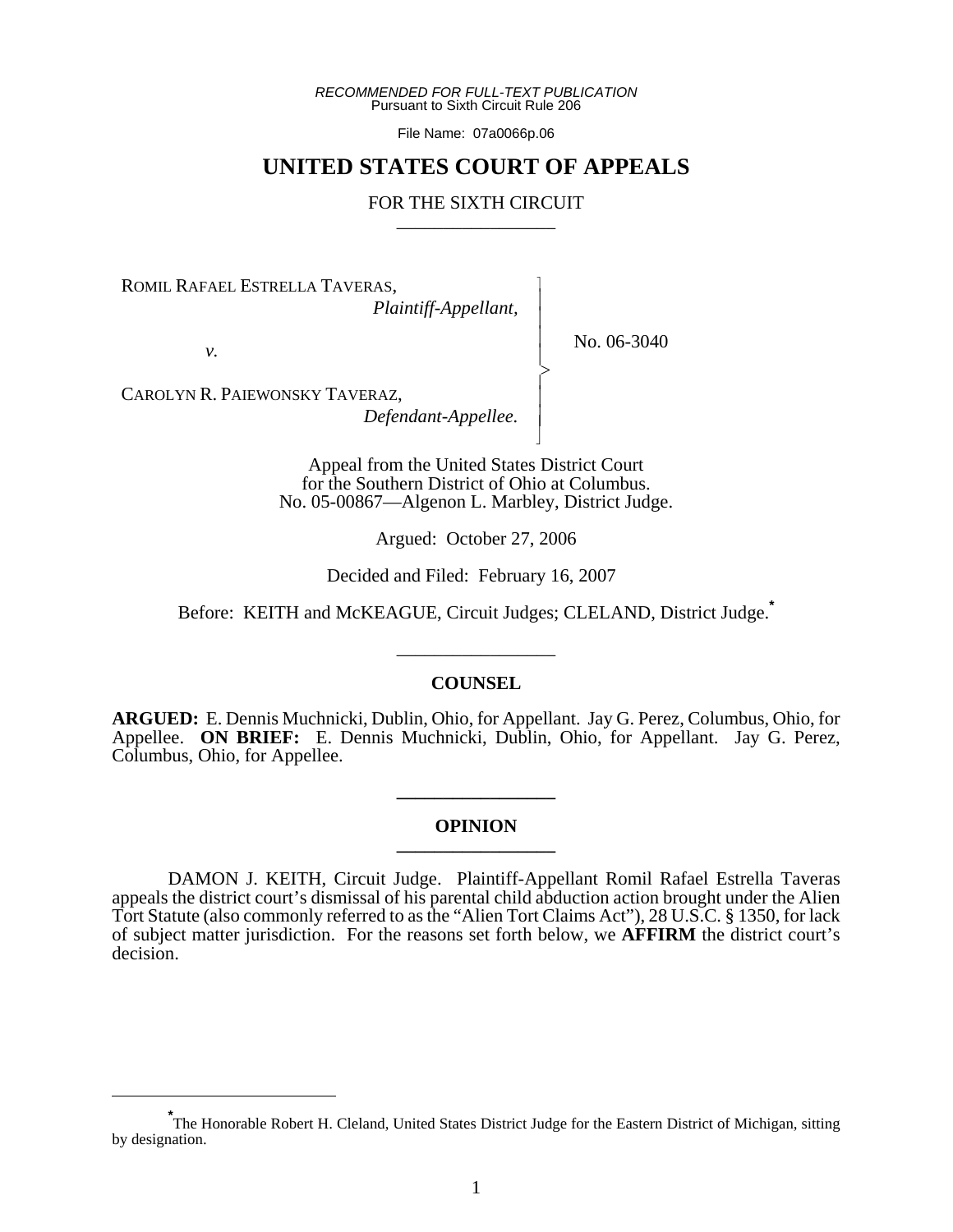*RECOMMENDED FOR FULL-TEXT PUBLICATION*
Pursuant to Sixth Circuit Rule 206

File Name: 07a0066p.06

# UNITED STATES COURT OF APPEALS

## FOR THE SIXTH CIRCUIT

ROMIL RAFAEL ESTRELLA TAVERAS,
*Plaintiff-Appellant,*

*v.*

CAROLYN R. PAIEWONSKY TAVERAZ,
*Defendant-Appellee.*

No. 06-3040

Appeal from the United States District Court
for the Southern District of Ohio at Columbus.
No. 05-00867—Algenon L. Marbley, District Judge.

Argued: October 27, 2006

Decided and Filed: February 16, 2007

Before: KEITH and McKEAGUE, Circuit Judges; CLELAND, District Judge.*

## COUNSEL

**ARGUED:** E. Dennis Muchnicki, Dublin, Ohio, for Appellant. Jay G. Perez, Columbus, Ohio, for Appellee. **ON BRIEF:** E. Dennis Muchnicki, Dublin, Ohio, for Appellant. Jay G. Perez, Columbus, Ohio, for Appellee.

## OPINION

DAMON J. KEITH, Circuit Judge. Plaintiff-Appellant Romil Rafael Estrella Taveras appeals the district court's dismissal of his parental child abduction action brought under the Alien Tort Statute (also commonly referred to as the "Alien Tort Claims Act"), 28 U.S.C. § 1350, for lack of subject matter jurisdiction. For the reasons set forth below, we **AFFIRM** the district court's decision.

* The Honorable Robert H. Cleland, United States District Judge for the Eastern District of Michigan, sitting by designation.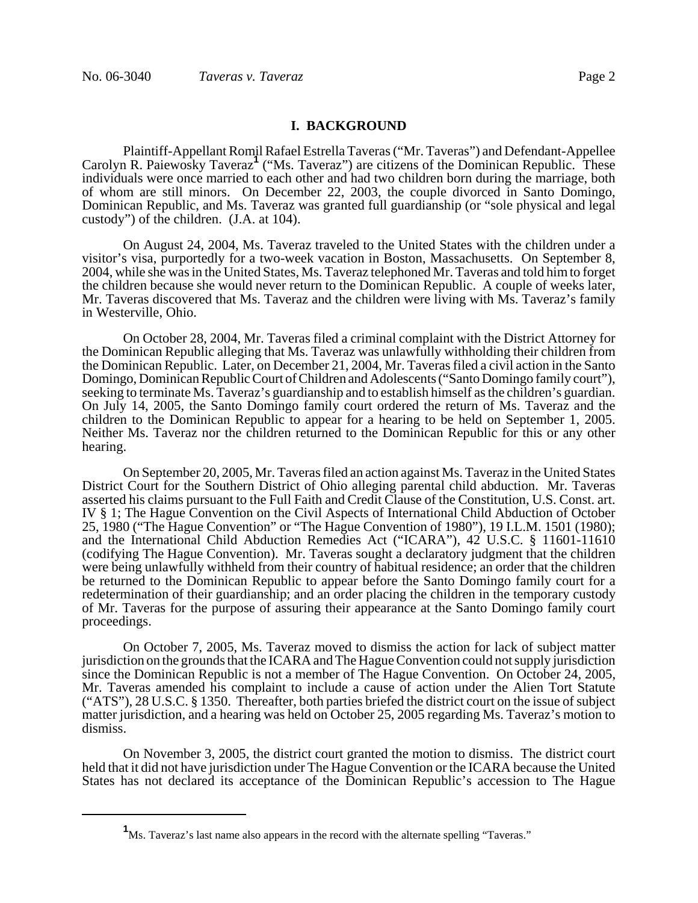## I. BACKGROUND

Plaintiff-Appellant Romil Rafael Estrella Taveras ("Mr. Taveras") and Defendant-Appellee Carolyn R. Paiewosky Taveraz[1] ("Ms. Taveraz") are citizens of the Dominican Republic. These individuals were once married to each other and had two children born during the marriage, both of whom are still minors. On December 22, 2003, the couple divorced in Santo Domingo, Dominican Republic, and Ms. Taveraz was granted full guardianship (or "sole physical and legal custody") of the children. (J.A. at 104).

On August 24, 2004, Ms. Taveraz traveled to the United States with the children under a visitor's visa, purportedly for a two-week vacation in Boston, Massachusetts. On September 8, 2004, while she was in the United States, Ms. Taveraz telephoned Mr. Taveras and told him to forget the children because she would never return to the Dominican Republic. A couple of weeks later, Mr. Taveras discovered that Ms. Taveraz and the children were living with Ms. Taveraz's family in Westerville, Ohio.

On October 28, 2004, Mr. Taveras filed a criminal complaint with the District Attorney for the Dominican Republic alleging that Ms. Taveraz was unlawfully withholding their children from the Dominican Republic. Later, on December 21, 2004, Mr. Taveras filed a civil action in the Santo Domingo, Dominican Republic Court of Children and Adolescents ("Santo Domingo family court"), seeking to terminate Ms. Taveraz's guardianship and to establish himself as the children's guardian. On July 14, 2005, the Santo Domingo family court ordered the return of Ms. Taveraz and the children to the Dominican Republic to appear for a hearing to be held on September 1, 2005. Neither Ms. Taveraz nor the children returned to the Dominican Republic for this or any other hearing.

On September 20, 2005, Mr. Taveras filed an action against Ms. Taveraz in the United States District Court for the Southern District of Ohio alleging parental child abduction. Mr. Taveras asserted his claims pursuant to the Full Faith and Credit Clause of the Constitution, U.S. Const. art. IV § 1; The Hague Convention on the Civil Aspects of International Child Abduction of October 25, 1980 ("The Hague Convention" or "The Hague Convention of 1980"), 19 I.L.M. 1501 (1980); and the International Child Abduction Remedies Act ("ICARA"), 42 U.S.C. § 11601-11610 (codifying The Hague Convention). Mr. Taveras sought a declaratory judgment that the children were being unlawfully withheld from their country of habitual residence; an order that the children be returned to the Dominican Republic to appear before the Santo Domingo family court for a redetermination of their guardianship; and an order placing the children in the temporary custody of Mr. Taveras for the purpose of assuring their appearance at the Santo Domingo family court proceedings.

On October 7, 2005, Ms. Taveraz moved to dismiss the action for lack of subject matter jurisdiction on the grounds that the ICARA and The Hague Convention could not supply jurisdiction since the Dominican Republic is not a member of The Hague Convention. On October 24, 2005, Mr. Taveras amended his complaint to include a cause of action under the Alien Tort Statute ("ATS"), 28 U.S.C. § 1350. Thereafter, both parties briefed the district court on the issue of subject matter jurisdiction, and a hearing was held on October 25, 2005 regarding Ms. Taveraz's motion to dismiss.

On November 3, 2005, the district court granted the motion to dismiss. The district court held that it did not have jurisdiction under The Hague Convention or the ICARA because the United States has not declared its acceptance of the Dominican Republic's accession to The Hague

[1] Ms. Taveraz's last name also appears in the record with the alternate spelling "Taveras."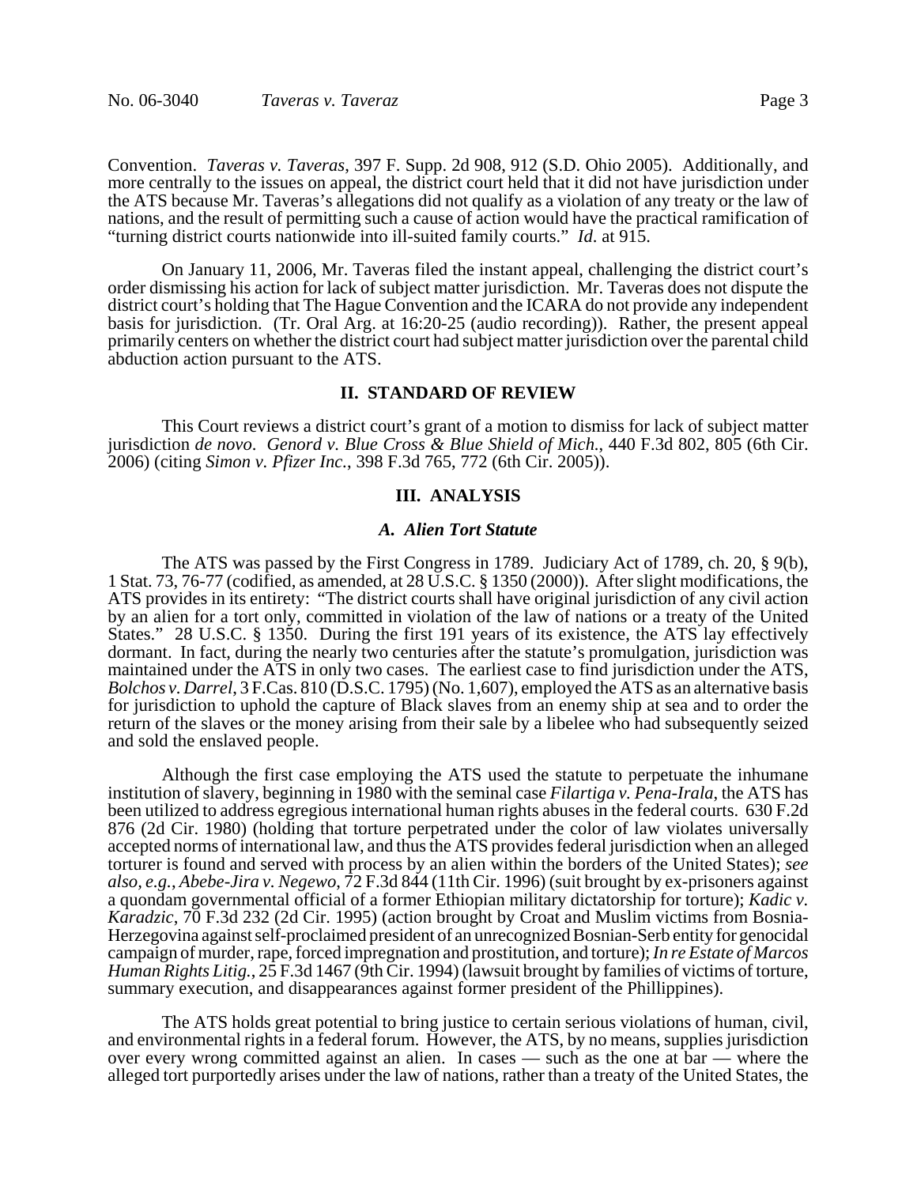Convention. *Taveras v. Taveras*, 397 F. Supp. 2d 908, 912 (S.D. Ohio 2005). Additionally, and more centrally to the issues on appeal, the district court held that it did not have jurisdiction under the ATS because Mr. Taveras's allegations did not qualify as a violation of any treaty or the law of nations, and the result of permitting such a cause of action would have the practical ramification of "turning district courts nationwide into ill-suited family courts." *Id*. at 915.

On January 11, 2006, Mr. Taveras filed the instant appeal, challenging the district court's order dismissing his action for lack of subject matter jurisdiction. Mr. Taveras does not dispute the district court's holding that The Hague Convention and the ICARA do not provide any independent basis for jurisdiction. (Tr. Oral Arg. at 16:20-25 (audio recording)). Rather, the present appeal primarily centers on whether the district court had subject matter jurisdiction over the parental child abduction action pursuant to the ATS.

## II. STANDARD OF REVIEW

This Court reviews a district court's grant of a motion to dismiss for lack of subject matter jurisdiction *de novo*. *Genord v. Blue Cross & Blue Shield of Mich.*, 440 F.3d 802, 805 (6th Cir. 2006) (citing *Simon v. Pfizer Inc.*, 398 F.3d 765, 772 (6th Cir. 2005)).

## III. ANALYSIS

### *A. Alien Tort Statute*

The ATS was passed by the First Congress in 1789. Judiciary Act of 1789, ch. 20, § 9(b), 1 Stat. 73, 76-77 (codified, as amended, at 28 U.S.C. § 1350 (2000)). After slight modifications, the ATS provides in its entirety: "The district courts shall have original jurisdiction of any civil action by an alien for a tort only, committed in violation of the law of nations or a treaty of the United States." 28 U.S.C. § 1350. During the first 191 years of its existence, the ATS lay effectively dormant. In fact, during the nearly two centuries after the statute's promulgation, jurisdiction was maintained under the ATS in only two cases. The earliest case to find jurisdiction under the ATS, *Bolchos v. Darrel*, 3 F.Cas. 810 (D.S.C. 1795) (No. 1,607), employed the ATS as an alternative basis for jurisdiction to uphold the capture of Black slaves from an enemy ship at sea and to order the return of the slaves or the money arising from their sale by a libelee who had subsequently seized and sold the enslaved people.

Although the first case employing the ATS used the statute to perpetuate the inhumane institution of slavery, beginning in 1980 with the seminal case *Filartiga v. Pena-Irala*, the ATS has been utilized to address egregious international human rights abuses in the federal courts. 630 F.2d 876 (2d Cir. 1980) (holding that torture perpetrated under the color of law violates universally accepted norms of international law, and thus the ATS provides federal jurisdiction when an alleged torturer is found and served with process by an alien within the borders of the United States); *see also, e.g.*, *Abebe-Jira v. Negewo*, 72 F.3d 844 (11th Cir. 1996) (suit brought by ex-prisoners against a quondam governmental official of a former Ethiopian military dictatorship for torture); *Kadic v. Karadzic*, 70 F.3d 232 (2d Cir. 1995) (action brought by Croat and Muslim victims from Bosnia-Herzegovina against self-proclaimed president of an unrecognized Bosnian-Serb entity for genocidal campaign of murder, rape, forced impregnation and prostitution, and torture); *In re Estate of Marcos Human Rights Litig.*, 25 F.3d 1467 (9th Cir. 1994) (lawsuit brought by families of victims of torture, summary execution, and disappearances against former president of the Phillippines).

The ATS holds great potential to bring justice to certain serious violations of human, civil, and environmental rights in a federal forum. However, the ATS, by no means, supplies jurisdiction over every wrong committed against an alien. In cases — such as the one at bar — where the alleged tort purportedly arises under the law of nations, rather than a treaty of the United States, the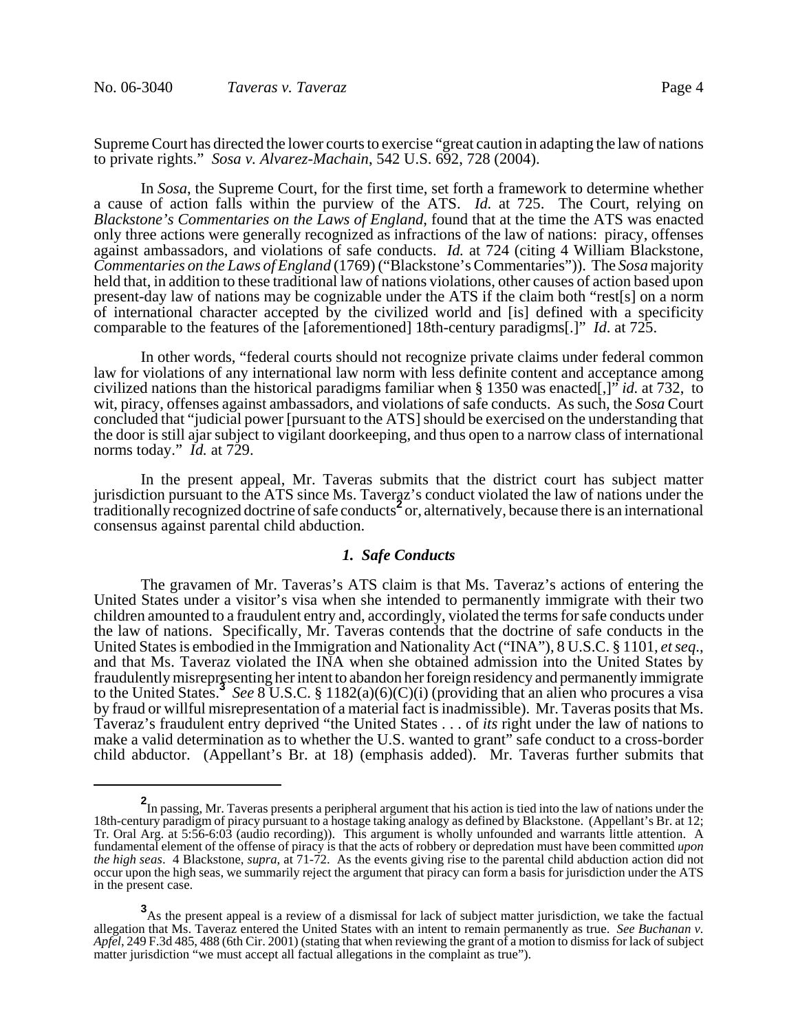Supreme Court has directed the lower courts to exercise "great caution in adapting the law of nations to private rights." *Sosa v. Alvarez-Machain*, 542 U.S. 692, 728 (2004).

In *Sosa*, the Supreme Court, for the first time, set forth a framework to determine whether a cause of action falls within the purview of the ATS. *Id.* at 725. The Court, relying on *Blackstone's Commentaries on the Laws of England*, found that at the time the ATS was enacted only three actions were generally recognized as infractions of the law of nations: piracy, offenses against ambassadors, and violations of safe conducts. *Id.* at 724 (citing 4 William Blackstone, *Commentaries on the Laws of England* (1769) ("Blackstone's Commentaries")). The *Sosa* majority held that, in addition to these traditional law of nations violations, other causes of action based upon present-day law of nations may be cognizable under the ATS if the claim both "rest[s] on a norm of international character accepted by the civilized world and [is] defined with a specificity comparable to the features of the [aforementioned] 18th-century paradigms[.]" *Id*. at 725.

In other words, "federal courts should not recognize private claims under federal common law for violations of any international law norm with less definite content and acceptance among civilized nations than the historical paradigms familiar when § 1350 was enacted[,]" *id.* at 732, to wit, piracy, offenses against ambassadors, and violations of safe conducts. As such, the *Sosa* Court concluded that "judicial power [pursuant to the ATS] should be exercised on the understanding that the door is still ajar subject to vigilant doorkeeping, and thus open to a narrow class of international norms today." *Id.* at 729.

In the present appeal, Mr. Taveras submits that the district court has subject matter jurisdiction pursuant to the ATS since Ms. Taveraz's conduct violated the law of nations under the traditionally recognized doctrine of safe conducts[2] or, alternatively, because there is an international consensus against parental child abduction.

### *1. Safe Conducts*

The gravamen of Mr. Taveras's ATS claim is that Ms. Taveraz's actions of entering the United States under a visitor's visa when she intended to permanently immigrate with their two children amounted to a fraudulent entry and, accordingly, violated the terms for safe conducts under the law of nations. Specifically, Mr. Taveras contends that the doctrine of safe conducts in the United States is embodied in the Immigration and Nationality Act ("INA"), 8 U.S.C. § 1101, *et seq*., and that Ms. Taveraz violated the INA when she obtained admission into the United States by fraudulently misrepresenting her intent to abandon her foreign residency and permanently immigrate to the United States.[3] *See* 8 U.S.C. § 1182(a)(6)(C)(i) (providing that an alien who procures a visa by fraud or willful misrepresentation of a material fact is inadmissible). Mr. Taveras posits that Ms. Taveraz's fraudulent entry deprived "the United States . . . of *its* right under the law of nations to make a valid determination as to whether the U.S. wanted to grant" safe conduct to a cross-border child abductor. (Appellant's Br. at 18) (emphasis added). Mr. Taveras further submits that

---

[2] In passing, Mr. Taveras presents a peripheral argument that his action is tied into the law of nations under the 18th-century paradigm of piracy pursuant to a hostage taking analogy as defined by Blackstone. (Appellant's Br. at 12; Tr. Oral Arg. at 5:56-6:03 (audio recording)). This argument is wholly unfounded and warrants little attention. A fundamental element of the offense of piracy is that the acts of robbery or depredation must have been committed *upon the high seas*. 4 Blackstone, *supra*, at 71-72. As the events giving rise to the parental child abduction action did not occur upon the high seas, we summarily reject the argument that piracy can form a basis for jurisdiction under the ATS in the present case.

[3] As the present appeal is a review of a dismissal for lack of subject matter jurisdiction, we take the factual allegation that Ms. Taveraz entered the United States with an intent to remain permanently as true. *See Buchanan v. Apfel*, 249 F.3d 485, 488 (6th Cir. 2001) (stating that when reviewing the grant of a motion to dismiss for lack of subject matter jurisdiction "we must accept all factual allegations in the complaint as true").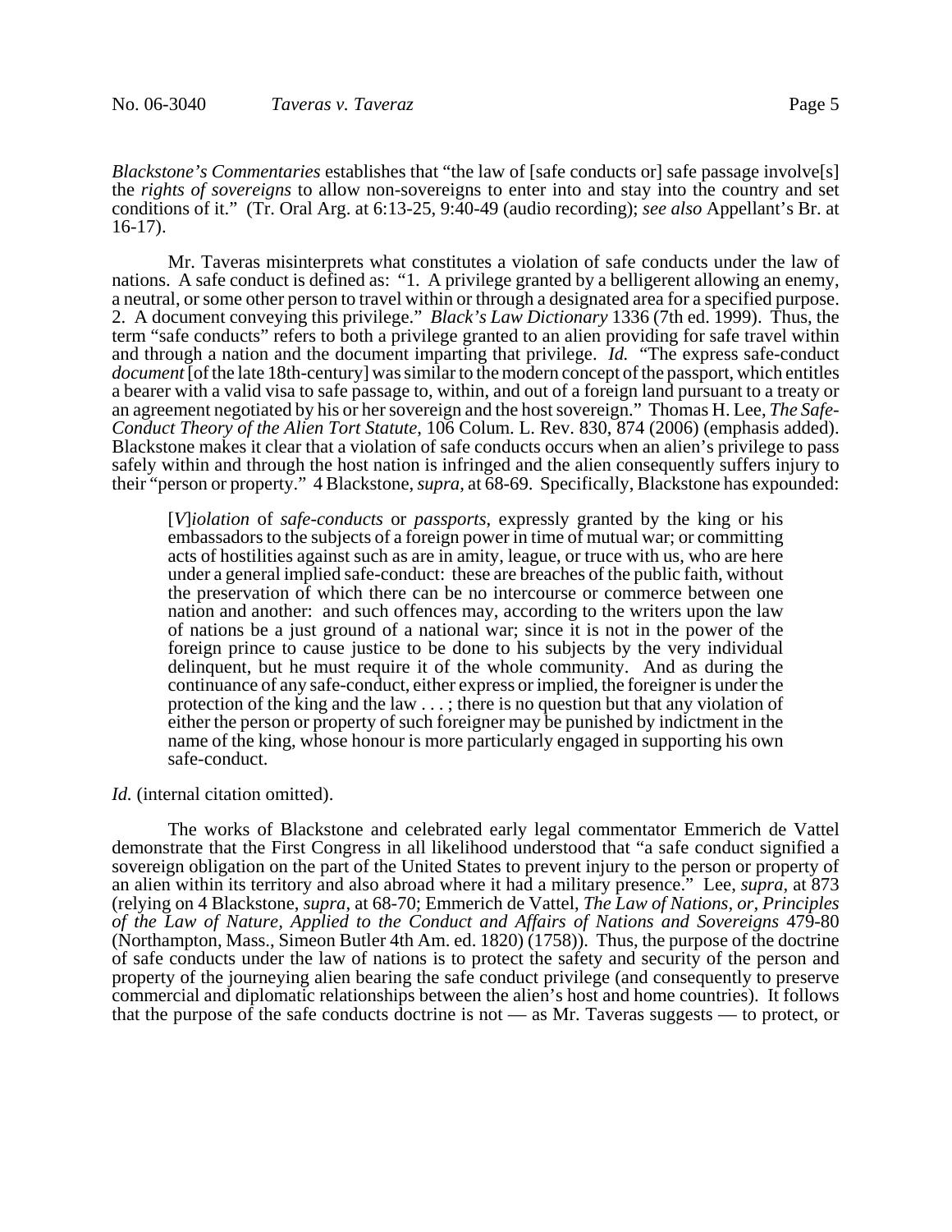*Blackstone's Commentaries* establishes that "the law of [safe conducts or] safe passage involve[s] the *rights of sovereigns* to allow non-sovereigns to enter into and stay into the country and set conditions of it." (Tr. Oral Arg. at 6:13-25, 9:40-49 (audio recording); *see also* Appellant's Br. at 16-17).

Mr. Taveras misinterprets what constitutes a violation of safe conducts under the law of nations. A safe conduct is defined as: "1. A privilege granted by a belligerent allowing an enemy, a neutral, or some other person to travel within or through a designated area for a specified purpose. 2. A document conveying this privilege." *Black's Law Dictionary* 1336 (7th ed. 1999). Thus, the term "safe conducts" refers to both a privilege granted to an alien providing for safe travel within and through a nation and the document imparting that privilege. *Id.* "The express safe-conduct *document* [of the late 18th-century] was similar to the modern concept of the passport, which entitles a bearer with a valid visa to safe passage to, within, and out of a foreign land pursuant to a treaty or an agreement negotiated by his or her sovereign and the host sovereign." Thomas H. Lee, *The Safe-Conduct Theory of the Alien Tort Statute*, 106 Colum. L. Rev. 830, 874 (2006) (emphasis added). Blackstone makes it clear that a violation of safe conducts occurs when an alien's privilege to pass safely within and through the host nation is infringed and the alien consequently suffers injury to their "person or property." 4 Blackstone, *supra*, at 68-69. Specifically, Blackstone has expounded:

> [*V*]*iolation* of *safe-conducts* or *passports*, expressly granted by the king or his embassadors to the subjects of a foreign power in time of mutual war; or committing acts of hostilities against such as are in amity, league, or truce with us, who are here under a general implied safe-conduct: these are breaches of the public faith, without the preservation of which there can be no intercourse or commerce between one nation and another: and such offences may, according to the writers upon the law of nations be a just ground of a national war; since it is not in the power of the foreign prince to cause justice to be done to his subjects by the very individual delinquent, but he must require it of the whole community. And as during the continuance of any safe-conduct, either express or implied, the foreigner is under the protection of the king and the law . . . ; there is no question but that any violation of either the person or property of such foreigner may be punished by indictment in the name of the king, whose honour is more particularly engaged in supporting his own safe-conduct.

*Id.* (internal citation omitted).

The works of Blackstone and celebrated early legal commentator Emmerich de Vattel demonstrate that the First Congress in all likelihood understood that "a safe conduct signified a sovereign obligation on the part of the United States to prevent injury to the person or property of an alien within its territory and also abroad where it had a military presence." Lee, *supra*, at 873 (relying on 4 Blackstone, *supra*, at 68-70; Emmerich de Vattel, *The Law of Nations, or, Principles of the Law of Nature, Applied to the Conduct and Affairs of Nations and Sovereigns* 479-80 (Northampton, Mass., Simeon Butler 4th Am. ed. 1820) (1758)). Thus, the purpose of the doctrine of safe conducts under the law of nations is to protect the safety and security of the person and property of the journeying alien bearing the safe conduct privilege (and consequently to preserve commercial and diplomatic relationships between the alien's host and home countries). It follows that the purpose of the safe conducts doctrine is not — as Mr. Taveras suggests — to protect, or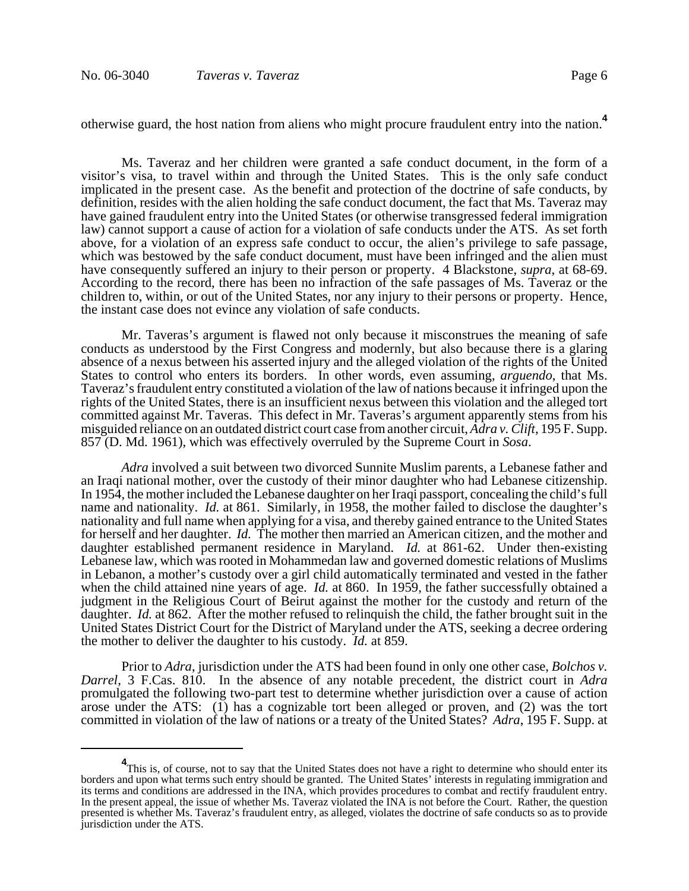otherwise guard, the host nation from aliens who might procure fraudulent entry into the nation.[4]

Ms. Taveraz and her children were granted a safe conduct document, in the form of a visitor's visa, to travel within and through the United States. This is the only safe conduct implicated in the present case. As the benefit and protection of the doctrine of safe conducts, by definition, resides with the alien holding the safe conduct document, the fact that Ms. Taveraz may have gained fraudulent entry into the United States (or otherwise transgressed federal immigration law) cannot support a cause of action for a violation of safe conducts under the ATS. As set forth above, for a violation of an express safe conduct to occur, the alien's privilege to safe passage, which was bestowed by the safe conduct document, must have been infringed and the alien must have consequently suffered an injury to their person or property. 4 Blackstone, *supra*, at 68-69. According to the record, there has been no infraction of the safe passages of Ms. Taveraz or the children to, within, or out of the United States, nor any injury to their persons or property. Hence, the instant case does not evince any violation of safe conducts.

Mr. Taveras's argument is flawed not only because it misconstrues the meaning of safe conducts as understood by the First Congress and modernly, but also because there is a glaring absence of a nexus between his asserted injury and the alleged violation of the rights of the United States to control who enters its borders. In other words, even assuming, *arguendo*, that Ms. Taveraz's fraudulent entry constituted a violation of the law of nations because it infringed upon the rights of the United States, there is an insufficient nexus between this violation and the alleged tort committed against Mr. Taveras. This defect in Mr. Taveras's argument apparently stems from his misguided reliance on an outdated district court case from another circuit, *Adra v. Clift*, 195 F. Supp. 857 (D. Md. 1961), which was effectively overruled by the Supreme Court in *Sosa*.

*Adra* involved a suit between two divorced Sunnite Muslim parents, a Lebanese father and an Iraqi national mother, over the custody of their minor daughter who had Lebanese citizenship. In 1954, the mother included the Lebanese daughter on her Iraqi passport, concealing the child's full name and nationality. *Id.* at 861. Similarly, in 1958, the mother failed to disclose the daughter's nationality and full name when applying for a visa, and thereby gained entrance to the United States for herself and her daughter. *Id.* The mother then married an American citizen, and the mother and daughter established permanent residence in Maryland. *Id.* at 861-62. Under then-existing Lebanese law, which was rooted in Mohammedan law and governed domestic relations of Muslims in Lebanon, a mother's custody over a girl child automatically terminated and vested in the father when the child attained nine years of age. *Id.* at 860. In 1959, the father successfully obtained a judgment in the Religious Court of Beirut against the mother for the custody and return of the daughter. *Id.* at 862. After the mother refused to relinquish the child, the father brought suit in the United States District Court for the District of Maryland under the ATS, seeking a decree ordering the mother to deliver the daughter to his custody. *Id.* at 859.

Prior to *Adra*, jurisdiction under the ATS had been found in only one other case, *Bolchos v. Darrel*, 3 F.Cas. 810. In the absence of any notable precedent, the district court in *Adra* promulgated the following two-part test to determine whether jurisdiction over a cause of action arose under the ATS: (1) has a cognizable tort been alleged or proven, and (2) was the tort committed in violation of the law of nations or a treaty of the United States? *Adra*, 195 F. Supp. at

[4] This is, of course, not to say that the United States does not have a right to determine who should enter its borders and upon what terms such entry should be granted. The United States' interests in regulating immigration and its terms and conditions are addressed in the INA, which provides procedures to combat and rectify fraudulent entry. In the present appeal, the issue of whether Ms. Taveraz violated the INA is not before the Court. Rather, the question presented is whether Ms. Taveraz's fraudulent entry, as alleged, violates the doctrine of safe conducts so as to provide jurisdiction under the ATS.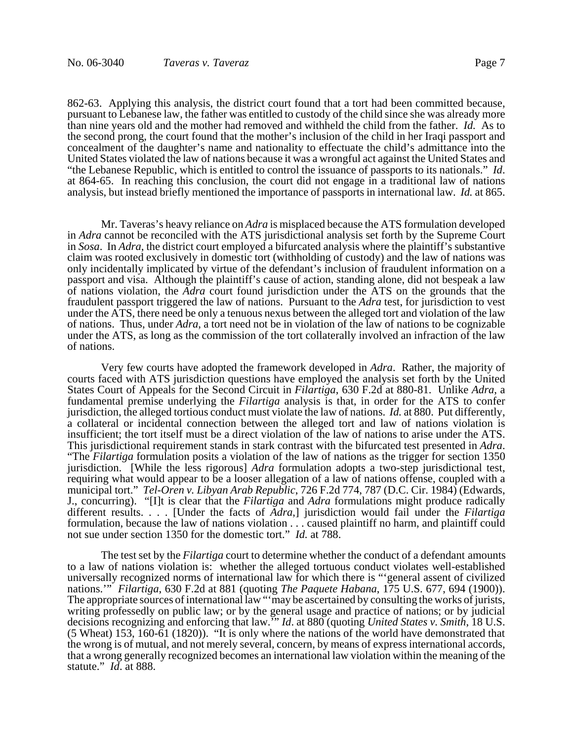862-63. Applying this analysis, the district court found that a tort had been committed because, pursuant to Lebanese law, the father was entitled to custody of the child since she was already more than nine years old and the mother had removed and withheld the child from the father. *Id.* As to the second prong, the court found that the mother's inclusion of the child in her Iraqi passport and concealment of the daughter's name and nationality to effectuate the child's admittance into the United States violated the law of nations because it was a wrongful act against the United States and "the Lebanese Republic, which is entitled to control the issuance of passports to its nationals." *Id*. at 864-65. In reaching this conclusion, the court did not engage in a traditional law of nations analysis, but instead briefly mentioned the importance of passports in international law. *Id.* at 865.

Mr. Taveras's heavy reliance on *Adra* is misplaced because the ATS formulation developed in *Adra* cannot be reconciled with the ATS jurisdictional analysis set forth by the Supreme Court in *Sosa*. In *Adra*, the district court employed a bifurcated analysis where the plaintiff's substantive claim was rooted exclusively in domestic tort (withholding of custody) and the law of nations was only incidentally implicated by virtue of the defendant's inclusion of fraudulent information on a passport and visa. Although the plaintiff's cause of action, standing alone, did not bespeak a law of nations violation, the *Adra* court found jurisdiction under the ATS on the grounds that the fraudulent passport triggered the law of nations. Pursuant to the *Adra* test, for jurisdiction to vest under the ATS, there need be only a tenuous nexus between the alleged tort and violation of the law of nations. Thus, under *Adra*, a tort need not be in violation of the law of nations to be cognizable under the ATS, as long as the commission of the tort collaterally involved an infraction of the law of nations.

Very few courts have adopted the framework developed in *Adra*. Rather, the majority of courts faced with ATS jurisdiction questions have employed the analysis set forth by the United States Court of Appeals for the Second Circuit in *Filartiga*, 630 F.2d at 880-81. Unlike *Adra*, a fundamental premise underlying the *Filartiga* analysis is that, in order for the ATS to confer jurisdiction, the alleged tortious conduct must violate the law of nations. *Id.* at 880. Put differently, a collateral or incidental connection between the alleged tort and law of nations violation is insufficient; the tort itself must be a direct violation of the law of nations to arise under the ATS. This jurisdictional requirement stands in stark contrast with the bifurcated test presented in *Adra*. "The *Filartiga* formulation posits a violation of the law of nations as the trigger for section 1350 jurisdiction. [While the less rigorous] *Adra* formulation adopts a two-step jurisdictional test, requiring what would appear to be a looser allegation of a law of nations offense, coupled with a municipal tort." *Tel-Oren v. Libyan Arab Republic*, 726 F.2d 774, 787 (D.C. Cir. 1984) (Edwards, J., concurring). "[I]t is clear that the *Filartiga* and *Adra* formulations might produce radically different results. . . . [Under the facts of *Adra*,] jurisdiction would fail under the *Filartiga* formulation, because the law of nations violation . . . caused plaintiff no harm, and plaintiff could not sue under section 1350 for the domestic tort." *Id.* at 788.

The test set by the *Filartiga* court to determine whether the conduct of a defendant amounts to a law of nations violation is: whether the alleged tortuous conduct violates well-established universally recognized norms of international law for which there is "'general assent of civilized nations.'" *Filartiga*, 630 F.2d at 881 (quoting *The Paquete Habana*, 175 U.S. 677, 694 (1900)). The appropriate sources of international law "'may be ascertained by consulting the works of jurists, writing professedly on public law; or by the general usage and practice of nations; or by judicial decisions recognizing and enforcing that law.'" *Id*. at 880 (quoting *United States v. Smith*, 18 U.S. (5 Wheat) 153, 160-61 (1820)). "It is only where the nations of the world have demonstrated that the wrong is of mutual, and not merely several, concern, by means of express international accords, that a wrong generally recognized becomes an international law violation within the meaning of the statute." *Id*. at 888.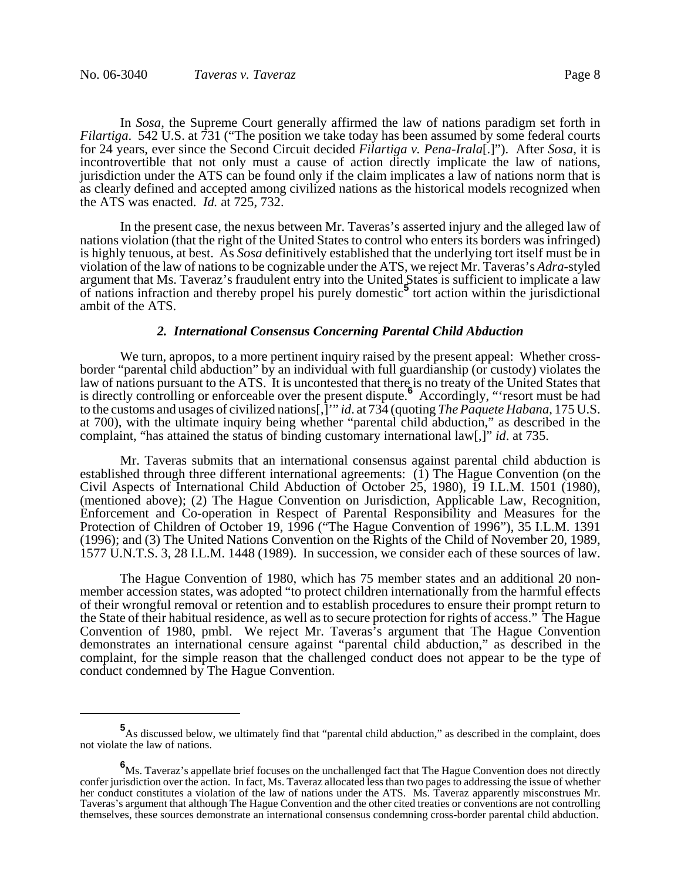In *Sosa*, the Supreme Court generally affirmed the law of nations paradigm set forth in *Filartiga*. 542 U.S. at 731 ("The position we take today has been assumed by some federal courts for 24 years, ever since the Second Circuit decided *Filartiga v. Pena-Irala*[.]"). After *Sosa*, it is incontrovertible that not only must a cause of action directly implicate the law of nations, jurisdiction under the ATS can be found only if the claim implicates a law of nations norm that is as clearly defined and accepted among civilized nations as the historical models recognized when the ATS was enacted. *Id.* at 725, 732.

In the present case, the nexus between Mr. Taveras's asserted injury and the alleged law of nations violation (that the right of the United States to control who enters its borders was infringed) is highly tenuous, at best. As *Sosa* definitively established that the underlying tort itself must be in violation of the law of nations to be cognizable under the ATS, we reject Mr. Taveras's *Adra*-styled argument that Ms. Taveraz's fraudulent entry into the United States is sufficient to implicate a law of nations infraction and thereby propel his purely domestic[5] tort action within the jurisdictional ambit of the ATS.

### *2. International Consensus Concerning Parental Child Abduction*

We turn, apropos, to a more pertinent inquiry raised by the present appeal: Whether cross-border "parental child abduction" by an individual with full guardianship (or custody) violates the law of nations pursuant to the ATS. It is uncontested that there is no treaty of the United States that is directly controlling or enforceable over the present dispute.[6] Accordingly, "'resort must be had to the customs and usages of civilized nations[,]'" *id*. at 734 (quoting *The Paquete Habana*, 175 U.S. at 700), with the ultimate inquiry being whether "parental child abduction," as described in the complaint, "has attained the status of binding customary international law[,]" *id*. at 735.

Mr. Taveras submits that an international consensus against parental child abduction is established through three different international agreements: (1) The Hague Convention (on the Civil Aspects of International Child Abduction of October 25, 1980), 19 I.L.M. 1501 (1980), (mentioned above); (2) The Hague Convention on Jurisdiction, Applicable Law, Recognition, Enforcement and Co-operation in Respect of Parental Responsibility and Measures for the Protection of Children of October 19, 1996 ("The Hague Convention of 1996"), 35 I.L.M. 1391 (1996); and (3) The United Nations Convention on the Rights of the Child of November 20, 1989, 1577 U.N.T.S. 3, 28 I.L.M. 1448 (1989). In succession, we consider each of these sources of law.

The Hague Convention of 1980, which has 75 member states and an additional 20 non-member accession states, was adopted "to protect children internationally from the harmful effects of their wrongful removal or retention and to establish procedures to ensure their prompt return to the State of their habitual residence, as well as to secure protection for rights of access." The Hague Convention of 1980, pmbl. We reject Mr. Taveras's argument that The Hague Convention demonstrates an international censure against "parental child abduction," as described in the complaint, for the simple reason that the challenged conduct does not appear to be the type of conduct condemned by The Hague Convention.

---

[5] As discussed below, we ultimately find that "parental child abduction," as described in the complaint, does not violate the law of nations.

[6] Ms. Taveraz's appellate brief focuses on the unchallenged fact that The Hague Convention does not directly confer jurisdiction over the action. In fact, Ms. Taveraz allocated less than two pages to addressing the issue of whether her conduct constitutes a violation of the law of nations under the ATS. Ms. Taveraz apparently misconstrues Mr. Taveras's argument that although The Hague Convention and the other cited treaties or conventions are not controlling themselves, these sources demonstrate an international consensus condemning cross-border parental child abduction.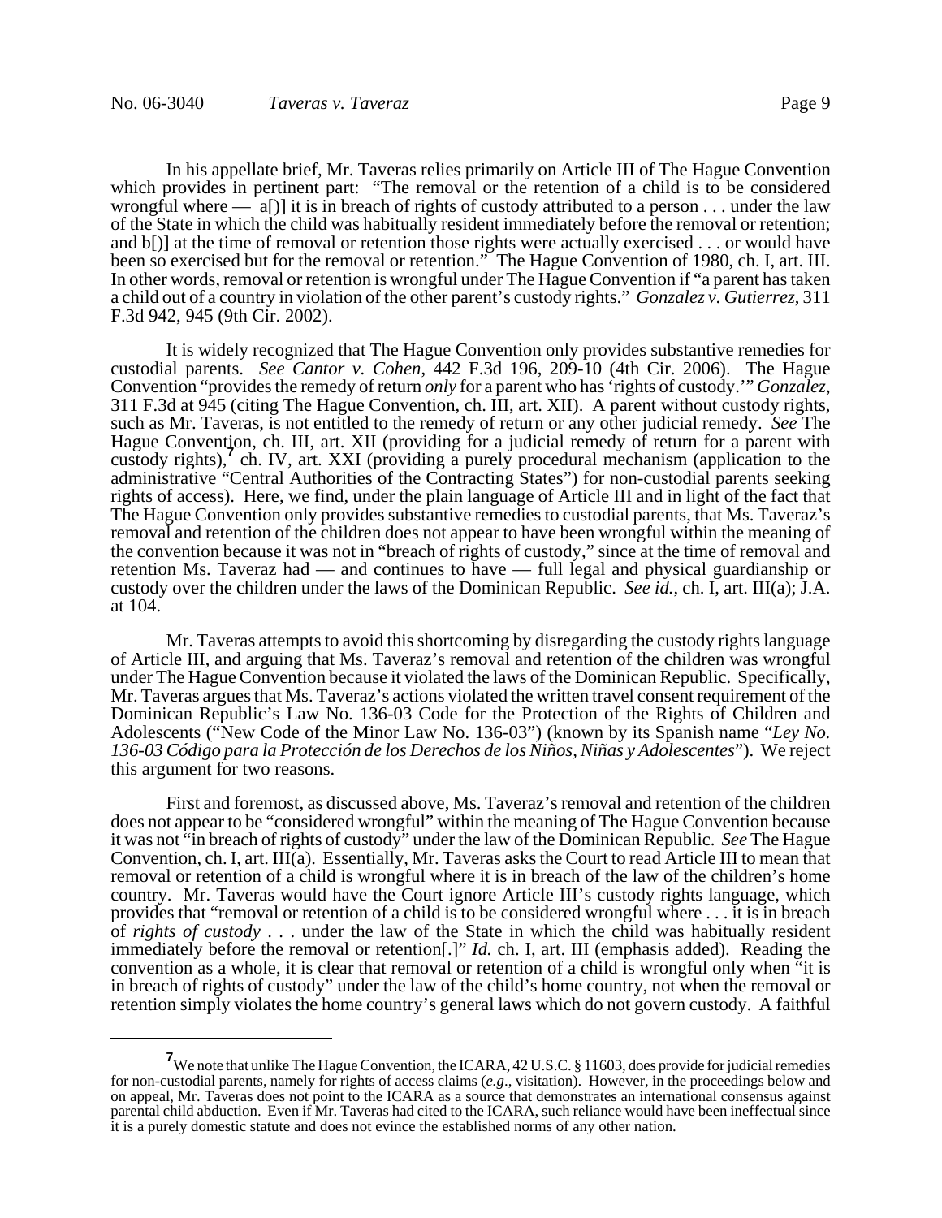In his appellate brief, Mr. Taveras relies primarily on Article III of The Hague Convention which provides in pertinent part: "The removal or the retention of a child is to be considered wrongful where — a[)] it is in breach of rights of custody attributed to a person . . . under the law of the State in which the child was habitually resident immediately before the removal or retention; and b[)] at the time of removal or retention those rights were actually exercised . . . or would have been so exercised but for the removal or retention." The Hague Convention of 1980, ch. I, art. III. In other words, removal or retention is wrongful under The Hague Convention if "a parent has taken a child out of a country in violation of the other parent's custody rights." *Gonzalez v. Gutierrez*, 311 F.3d 942, 945 (9th Cir. 2002).

It is widely recognized that The Hague Convention only provides substantive remedies for custodial parents. *See Cantor v. Cohen*, 442 F.3d 196, 209-10 (4th Cir. 2006). The Hague Convention "provides the remedy of return *only* for a parent who has 'rights of custody.'" *Gonzalez*, 311 F.3d at 945 (citing The Hague Convention, ch. III, art. XII). A parent without custody rights, such as Mr. Taveras, is not entitled to the remedy of return or any other judicial remedy. *See* The Hague Convention, ch. III, art. XII (providing for a judicial remedy of return for a parent with custody rights),[7] ch. IV, art. XXI (providing a purely procedural mechanism (application to the administrative "Central Authorities of the Contracting States") for non-custodial parents seeking rights of access). Here, we find, under the plain language of Article III and in light of the fact that The Hague Convention only provides substantive remedies to custodial parents, that Ms. Taveraz's removal and retention of the children does not appear to have been wrongful within the meaning of the convention because it was not in "breach of rights of custody," since at the time of removal and retention Ms. Taveraz had — and continues to have — full legal and physical guardianship or custody over the children under the laws of the Dominican Republic. *See id.*, ch. I, art. III(a); J.A. at 104.

Mr. Taveras attempts to avoid this shortcoming by disregarding the custody rights language of Article III, and arguing that Ms. Taveraz's removal and retention of the children was wrongful under The Hague Convention because it violated the laws of the Dominican Republic. Specifically, Mr. Taveras argues that Ms. Taveraz's actions violated the written travel consent requirement of the Dominican Republic's Law No. 136-03 Code for the Protection of the Rights of Children and Adolescents ("New Code of the Minor Law No. 136-03") (known by its Spanish name "*Ley No. 136-03 Código para la Protección de los Derechos de los Niños, Niñas y Adolescentes*"). We reject this argument for two reasons.

First and foremost, as discussed above, Ms. Taveraz's removal and retention of the children does not appear to be "considered wrongful" within the meaning of The Hague Convention because it was not "in breach of rights of custody" under the law of the Dominican Republic. *See* The Hague Convention, ch. I, art. III(a). Essentially, Mr. Taveras asks the Court to read Article III to mean that removal or retention of a child is wrongful where it is in breach of the law of the children's home country. Mr. Taveras would have the Court ignore Article III's custody rights language, which provides that "removal or retention of a child is to be considered wrongful where . . . it is in breach of *rights of custody* . . . under the law of the State in which the child was habitually resident immediately before the removal or retention[.]" *Id.* ch. I, art. III (emphasis added). Reading the convention as a whole, it is clear that removal or retention of a child is wrongful only when "it is in breach of rights of custody" under the law of the child's home country, not when the removal or retention simply violates the home country's general laws which do not govern custody. A faithful

[7] We note that unlike The Hague Convention, the ICARA, 42 U.S.C. § 11603, does provide for judicial remedies for non-custodial parents, namely for rights of access claims (*e.g.*, visitation). However, in the proceedings below and on appeal, Mr. Taveras does not point to the ICARA as a source that demonstrates an international consensus against parental child abduction. Even if Mr. Taveras had cited to the ICARA, such reliance would have been ineffectual since it is a purely domestic statute and does not evince the established norms of any other nation.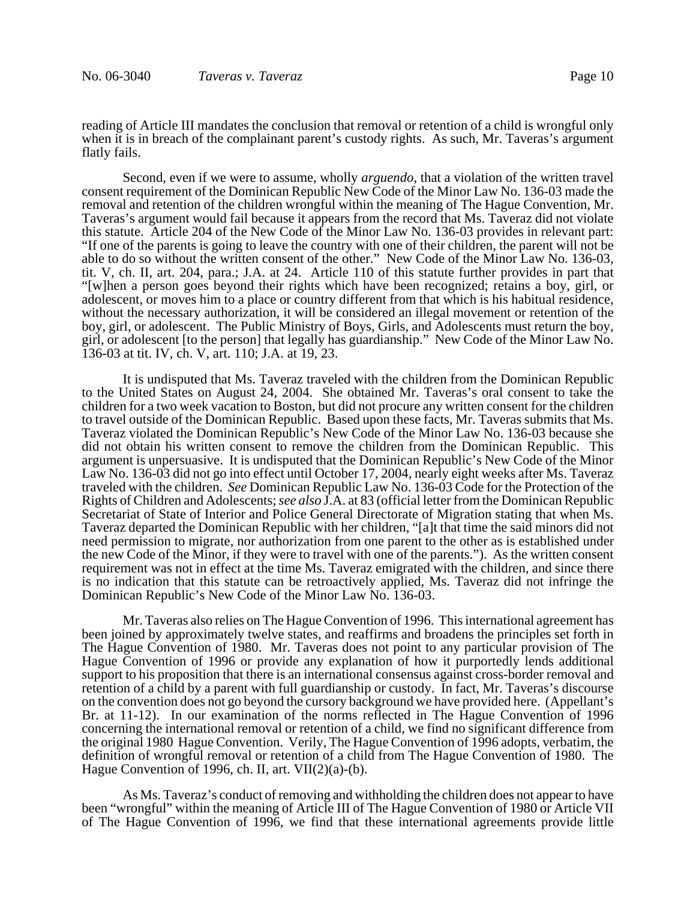reading of Article III mandates the conclusion that removal or retention of a child is wrongful only when it is in breach of the complainant parent's custody rights. As such, Mr. Taveras's argument flatly fails.

Second, even if we were to assume, wholly *arguendo*, that a violation of the written travel consent requirement of the Dominican Republic New Code of the Minor Law No. 136-03 made the removal and retention of the children wrongful within the meaning of The Hague Convention, Mr. Taveras's argument would fail because it appears from the record that Ms. Taveraz did not violate this statute. Article 204 of the New Code of the Minor Law No. 136-03 provides in relevant part: "If one of the parents is going to leave the country with one of their children, the parent will not be able to do so without the written consent of the other." New Code of the Minor Law No. 136-03, tit. V, ch. II, art. 204, para.; J.A. at 24. Article 110 of this statute further provides in part that "[w]hen a person goes beyond their rights which have been recognized; retains a boy, girl, or adolescent, or moves him to a place or country different from that which is his habitual residence, without the necessary authorization, it will be considered an illegal movement or retention of the boy, girl, or adolescent. The Public Ministry of Boys, Girls, and Adolescents must return the boy, girl, or adolescent [to the person] that legally has guardianship." New Code of the Minor Law No. 136-03 at tit. IV, ch. V, art. 110; J.A. at 19, 23.

It is undisputed that Ms. Taveraz traveled with the children from the Dominican Republic to the United States on August 24, 2004. She obtained Mr. Taveras's oral consent to take the children for a two week vacation to Boston, but did not procure any written consent for the children to travel outside of the Dominican Republic. Based upon these facts, Mr. Taveras submits that Ms. Taveraz violated the Dominican Republic's New Code of the Minor Law No. 136-03 because she did not obtain his written consent to remove the children from the Dominican Republic. This argument is unpersuasive. It is undisputed that the Dominican Republic's New Code of the Minor Law No. 136-03 did not go into effect until October 17, 2004, nearly eight weeks after Ms. Taveraz traveled with the children. *See* Dominican Republic Law No. 136-03 Code for the Protection of the Rights of Children and Adolescents; *see also* J.A. at 83 (official letter from the Dominican Republic Secretariat of State of Interior and Police General Directorate of Migration stating that when Ms. Taveraz departed the Dominican Republic with her children, "[a]t that time the said minors did not need permission to migrate, nor authorization from one parent to the other as is established under the new Code of the Minor, if they were to travel with one of the parents."). As the written consent requirement was not in effect at the time Ms. Taveraz emigrated with the children, and since there is no indication that this statute can be retroactively applied, Ms. Taveraz did not infringe the Dominican Republic's New Code of the Minor Law No. 136-03.

Mr. Taveras also relies on The Hague Convention of 1996. This international agreement has been joined by approximately twelve states, and reaffirms and broadens the principles set forth in The Hague Convention of 1980. Mr. Taveras does not point to any particular provision of The Hague Convention of 1996 or provide any explanation of how it purportedly lends additional support to his proposition that there is an international consensus against cross-border removal and retention of a child by a parent with full guardianship or custody. In fact, Mr. Taveras's discourse on the convention does not go beyond the cursory background we have provided here. (Appellant's Br. at 11-12). In our examination of the norms reflected in The Hague Convention of 1996 concerning the international removal or retention of a child, we find no significant difference from the original 1980 Hague Convention. Verily, The Hague Convention of 1996 adopts, verbatim, the definition of wrongful removal or retention of a child from The Hague Convention of 1980. The Hague Convention of 1996, ch. II, art. VII(2)(a)-(b).

As Ms. Taveraz's conduct of removing and withholding the children does not appear to have been "wrongful" within the meaning of Article III of The Hague Convention of 1980 or Article VII of The Hague Convention of 1996, we find that these international agreements provide little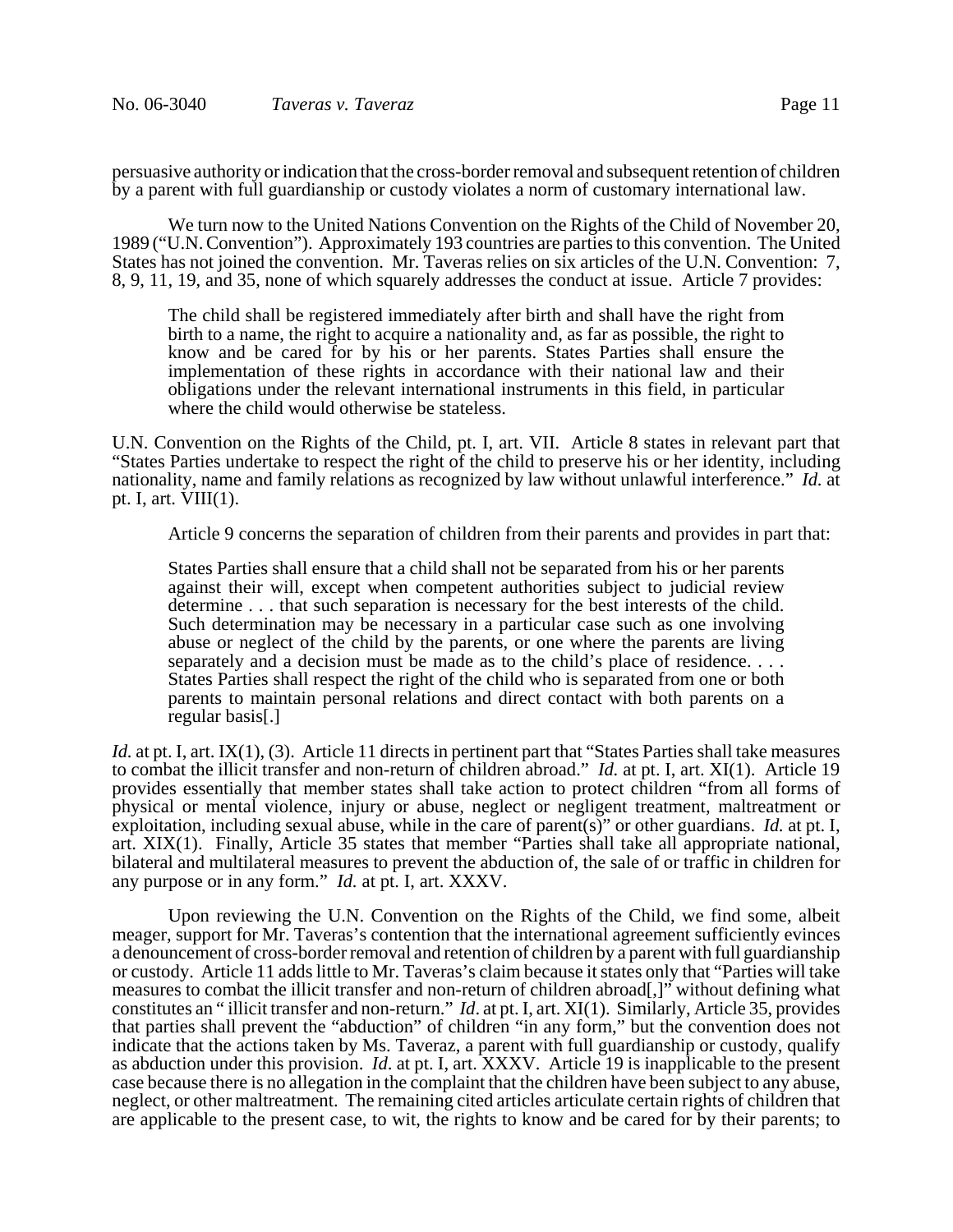persuasive authority or indication that the cross-border removal and subsequent retention of children by a parent with full guardianship or custody violates a norm of customary international law.

We turn now to the United Nations Convention on the Rights of the Child of November 20, 1989 ("U.N. Convention"). Approximately 193 countries are parties to this convention. The United States has not joined the convention. Mr. Taveras relies on six articles of the U.N. Convention: 7, 8, 9, 11, 19, and 35, none of which squarely addresses the conduct at issue. Article 7 provides:

> The child shall be registered immediately after birth and shall have the right from birth to a name, the right to acquire a nationality and, as far as possible, the right to know and be cared for by his or her parents. States Parties shall ensure the implementation of these rights in accordance with their national law and their obligations under the relevant international instruments in this field, in particular where the child would otherwise be stateless.

U.N. Convention on the Rights of the Child, pt. I, art. VII. Article 8 states in relevant part that "States Parties undertake to respect the right of the child to preserve his or her identity, including nationality, name and family relations as recognized by law without unlawful interference." *Id.* at pt. I, art. VIII(1).

Article 9 concerns the separation of children from their parents and provides in part that:

> States Parties shall ensure that a child shall not be separated from his or her parents against their will, except when competent authorities subject to judicial review determine . . . that such separation is necessary for the best interests of the child. Such determination may be necessary in a particular case such as one involving abuse or neglect of the child by the parents, or one where the parents are living separately and a decision must be made as to the child's place of residence. . . . States Parties shall respect the right of the child who is separated from one or both parents to maintain personal relations and direct contact with both parents on a regular basis[.]

*Id.* at pt. I, art. IX(1), (3). Article 11 directs in pertinent part that "States Parties shall take measures to combat the illicit transfer and non-return of children abroad." *Id.* at pt. I, art. XI(1). Article 19 provides essentially that member states shall take action to protect children "from all forms of physical or mental violence, injury or abuse, neglect or negligent treatment, maltreatment or exploitation, including sexual abuse, while in the care of parent(s)" or other guardians. *Id.* at pt. I, art. XIX(1). Finally, Article 35 states that member "Parties shall take all appropriate national, bilateral and multilateral measures to prevent the abduction of, the sale of or traffic in children for any purpose or in any form." *Id.* at pt. I, art. XXXV.

Upon reviewing the U.N. Convention on the Rights of the Child, we find some, albeit meager, support for Mr. Taveras's contention that the international agreement sufficiently evinces a denouncement of cross-border removal and retention of children by a parent with full guardianship or custody. Article 11 adds little to Mr. Taveras's claim because it states only that "Parties will take measures to combat the illicit transfer and non-return of children abroad[,]" without defining what constitutes an " illicit transfer and non-return." *Id*. at pt. I, art. XI(1). Similarly, Article 35, provides that parties shall prevent the "abduction" of children "in any form," but the convention does not indicate that the actions taken by Ms. Taveraz, a parent with full guardianship or custody, qualify as abduction under this provision. *Id*. at pt. I, art. XXXV. Article 19 is inapplicable to the present case because there is no allegation in the complaint that the children have been subject to any abuse, neglect, or other maltreatment. The remaining cited articles articulate certain rights of children that are applicable to the present case, to wit, the rights to know and be cared for by their parents; to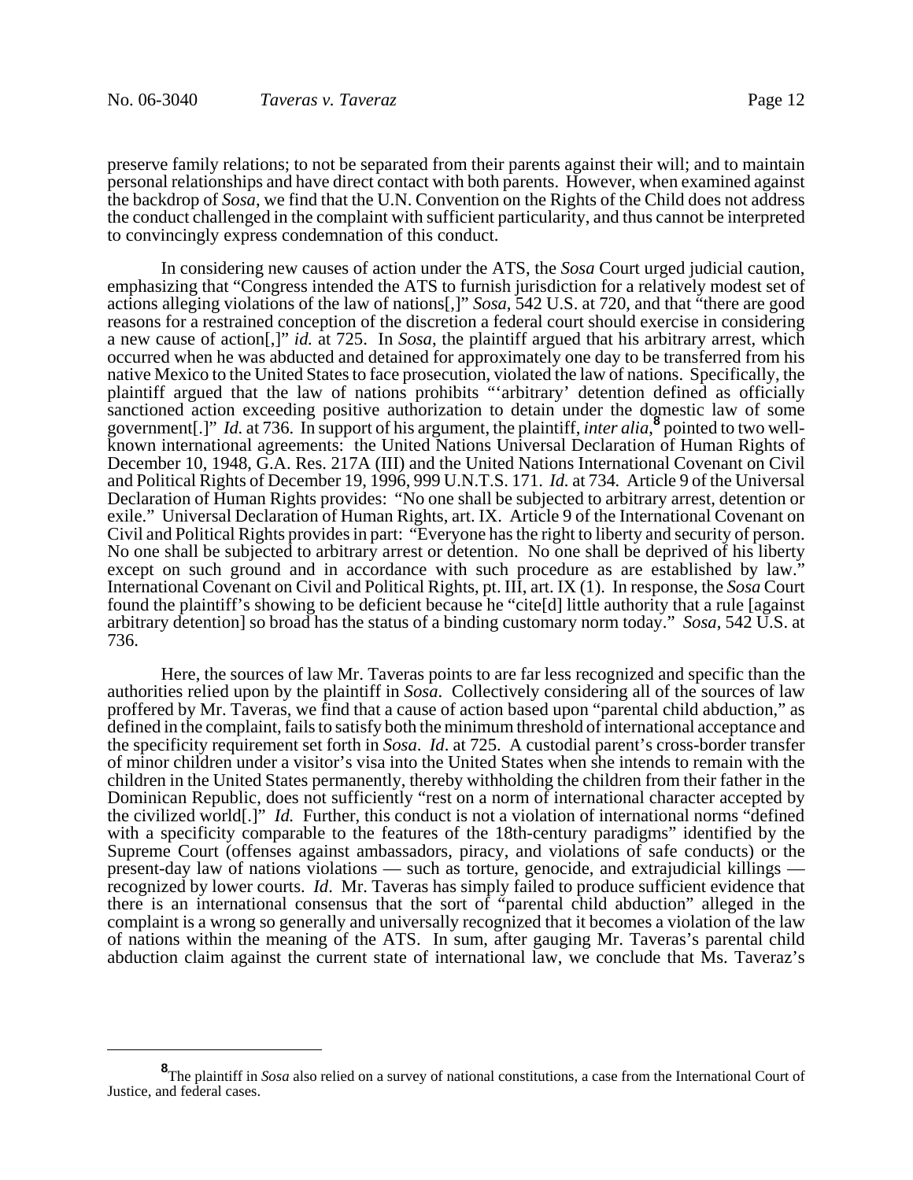preserve family relations; to not be separated from their parents against their will; and to maintain personal relationships and have direct contact with both parents. However, when examined against the backdrop of *Sosa*, we find that the U.N. Convention on the Rights of the Child does not address the conduct challenged in the complaint with sufficient particularity, and thus cannot be interpreted to convincingly express condemnation of this conduct.

In considering new causes of action under the ATS, the *Sosa* Court urged judicial caution, emphasizing that "Congress intended the ATS to furnish jurisdiction for a relatively modest set of actions alleging violations of the law of nations[,]" *Sosa*, 542 U.S. at 720, and that "there are good reasons for a restrained conception of the discretion a federal court should exercise in considering a new cause of action[,]" *id.* at 725. In *Sosa*, the plaintiff argued that his arbitrary arrest, which occurred when he was abducted and detained for approximately one day to be transferred from his native Mexico to the United States to face prosecution, violated the law of nations. Specifically, the plaintiff argued that the law of nations prohibits "'arbitrary' detention defined as officially sanctioned action exceeding positive authorization to detain under the domestic law of some government[.]" *Id.* at 736. In support of his argument, the plaintiff, *inter alia*,[8] pointed to two well-known international agreements: the United Nations Universal Declaration of Human Rights of December 10, 1948, G.A. Res. 217A (III) and the United Nations International Covenant on Civil and Political Rights of December 19, 1996, 999 U.N.T.S. 171. *Id.* at 734. Article 9 of the Universal Declaration of Human Rights provides: "No one shall be subjected to arbitrary arrest, detention or exile." Universal Declaration of Human Rights, art. IX. Article 9 of the International Covenant on Civil and Political Rights provides in part: "Everyone has the right to liberty and security of person. No one shall be subjected to arbitrary arrest or detention. No one shall be deprived of his liberty except on such ground and in accordance with such procedure as are established by law." International Covenant on Civil and Political Rights, pt. III, art. IX (1). In response, the *Sosa* Court found the plaintiff's showing to be deficient because he "cite[d] little authority that a rule [against arbitrary detention] so broad has the status of a binding customary norm today." *Sosa*, 542 U.S. at 736.

Here, the sources of law Mr. Taveras points to are far less recognized and specific than the authorities relied upon by the plaintiff in *Sosa*. Collectively considering all of the sources of law proffered by Mr. Taveras, we find that a cause of action based upon "parental child abduction," as defined in the complaint, fails to satisfy both the minimum threshold of international acceptance and the specificity requirement set forth in *Sosa*. *Id*. at 725. A custodial parent's cross-border transfer of minor children under a visitor's visa into the United States when she intends to remain with the children in the United States permanently, thereby withholding the children from their father in the Dominican Republic, does not sufficiently "rest on a norm of international character accepted by the civilized world[.]" *Id.* Further, this conduct is not a violation of international norms "defined with a specificity comparable to the features of the 18th-century paradigms" identified by the Supreme Court (offenses against ambassadors, piracy, and violations of safe conducts) or the present-day law of nations violations — such as torture, genocide, and extrajudicial killings — recognized by lower courts. *Id*. Mr. Taveras has simply failed to produce sufficient evidence that there is an international consensus that the sort of "parental child abduction" alleged in the complaint is a wrong so generally and universally recognized that it becomes a violation of the law of nations within the meaning of the ATS. In sum, after gauging Mr. Taveras's parental child abduction claim against the current state of international law, we conclude that Ms. Taveraz's

[8] The plaintiff in *Sosa* also relied on a survey of national constitutions, a case from the International Court of Justice, and federal cases.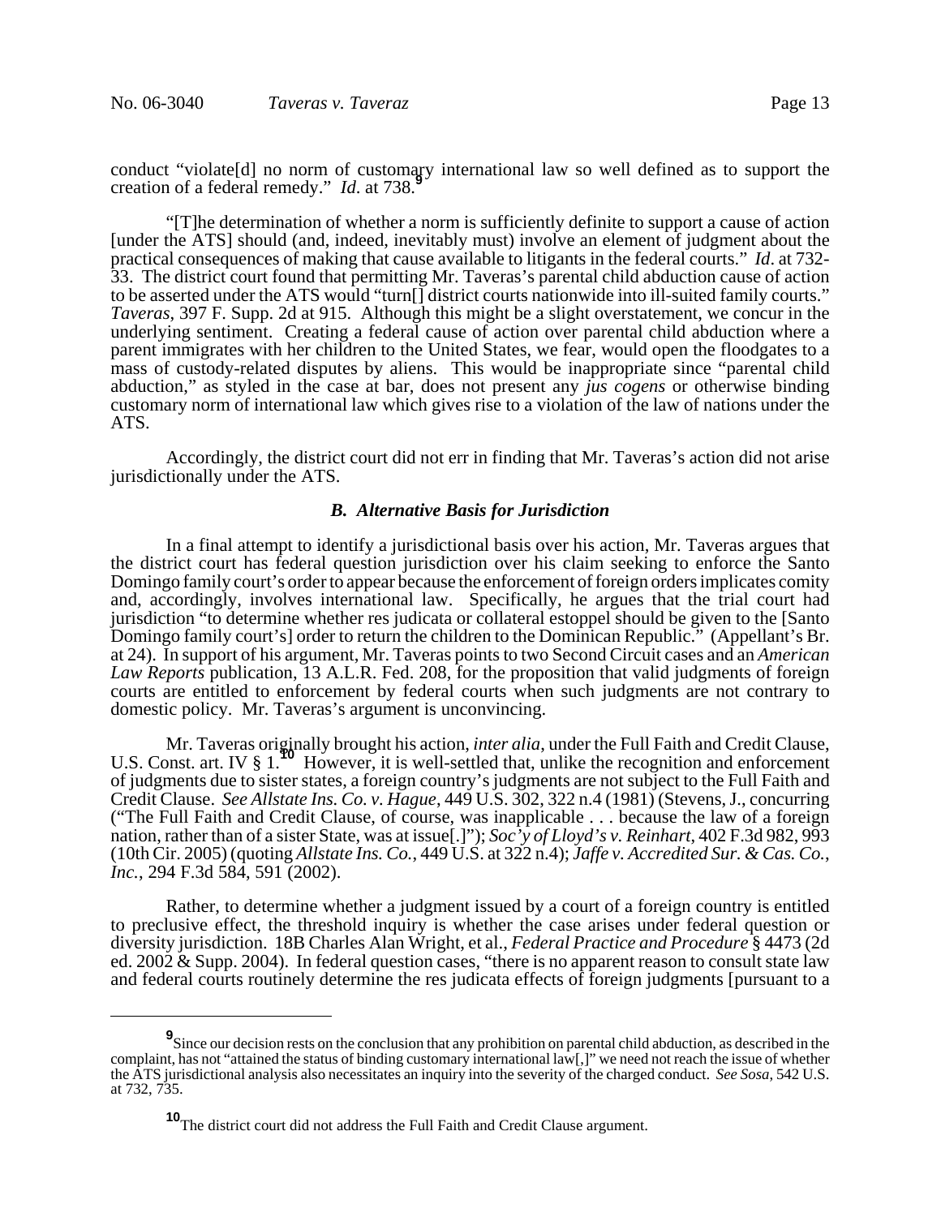conduct "violate[d] no norm of customary international law so well defined as to support the creation of a federal remedy." *Id*. at 738.[9]

"[T]he determination of whether a norm is sufficiently definite to support a cause of action [under the ATS] should (and, indeed, inevitably must) involve an element of judgment about the practical consequences of making that cause available to litigants in the federal courts." *Id*. at 732-33. The district court found that permitting Mr. Taveras's parental child abduction cause of action to be asserted under the ATS would "turn[] district courts nationwide into ill-suited family courts." *Taveras*, 397 F. Supp. 2d at 915. Although this might be a slight overstatement, we concur in the underlying sentiment. Creating a federal cause of action over parental child abduction where a parent immigrates with her children to the United States, we fear, would open the floodgates to a mass of custody-related disputes by aliens. This would be inappropriate since "parental child abduction," as styled in the case at bar, does not present any *jus cogens* or otherwise binding customary norm of international law which gives rise to a violation of the law of nations under the ATS.

Accordingly, the district court did not err in finding that Mr. Taveras's action did not arise jurisdictionally under the ATS.

### *B. Alternative Basis for Jurisdiction*

In a final attempt to identify a jurisdictional basis over his action, Mr. Taveras argues that the district court has federal question jurisdiction over his claim seeking to enforce the Santo Domingo family court's order to appear because the enforcement of foreign orders implicates comity and, accordingly, involves international law. Specifically, he argues that the trial court had jurisdiction "to determine whether res judicata or collateral estoppel should be given to the [Santo Domingo family court's] order to return the children to the Dominican Republic." (Appellant's Br. at 24). In support of his argument, Mr. Taveras points to two Second Circuit cases and an *American Law Reports* publication, 13 A.L.R. Fed. 208, for the proposition that valid judgments of foreign courts are entitled to enforcement by federal courts when such judgments are not contrary to domestic policy. Mr. Taveras's argument is unconvincing.

Mr. Taveras originally brought his action, *inter alia*, under the Full Faith and Credit Clause, U.S. Const. art. IV § 1.[10] However, it is well-settled that, unlike the recognition and enforcement of judgments due to sister states, a foreign country's judgments are not subject to the Full Faith and Credit Clause. *See Allstate Ins. Co. v. Hague*, 449 U.S. 302, 322 n.4 (1981) (Stevens, J., concurring ("The Full Faith and Credit Clause, of course, was inapplicable . . . because the law of a foreign nation, rather than of a sister State, was at issue[.]"); *Soc'y of Lloyd's v. Reinhart*, 402 F.3d 982, 993 (10th Cir. 2005) (quoting *Allstate Ins. Co.*, 449 U.S. at 322 n.4); *Jaffe v. Accredited Sur. & Cas. Co., Inc.*, 294 F.3d 584, 591 (2002).

Rather, to determine whether a judgment issued by a court of a foreign country is entitled to preclusive effect, the threshold inquiry is whether the case arises under federal question or diversity jurisdiction. 18B Charles Alan Wright, et al., *Federal Practice and Procedure* § 4473 (2d ed. 2002 & Supp. 2004). In federal question cases, "there is no apparent reason to consult state law and federal courts routinely determine the res judicata effects of foreign judgments [pursuant to a

---

[9] Since our decision rests on the conclusion that any prohibition on parental child abduction, as described in the complaint, has not "attained the status of binding customary international law[,]" we need not reach the issue of whether the ATS jurisdictional analysis also necessitates an inquiry into the severity of the charged conduct. *See Sosa*, 542 U.S. at 732, 735.

[10] The district court did not address the Full Faith and Credit Clause argument.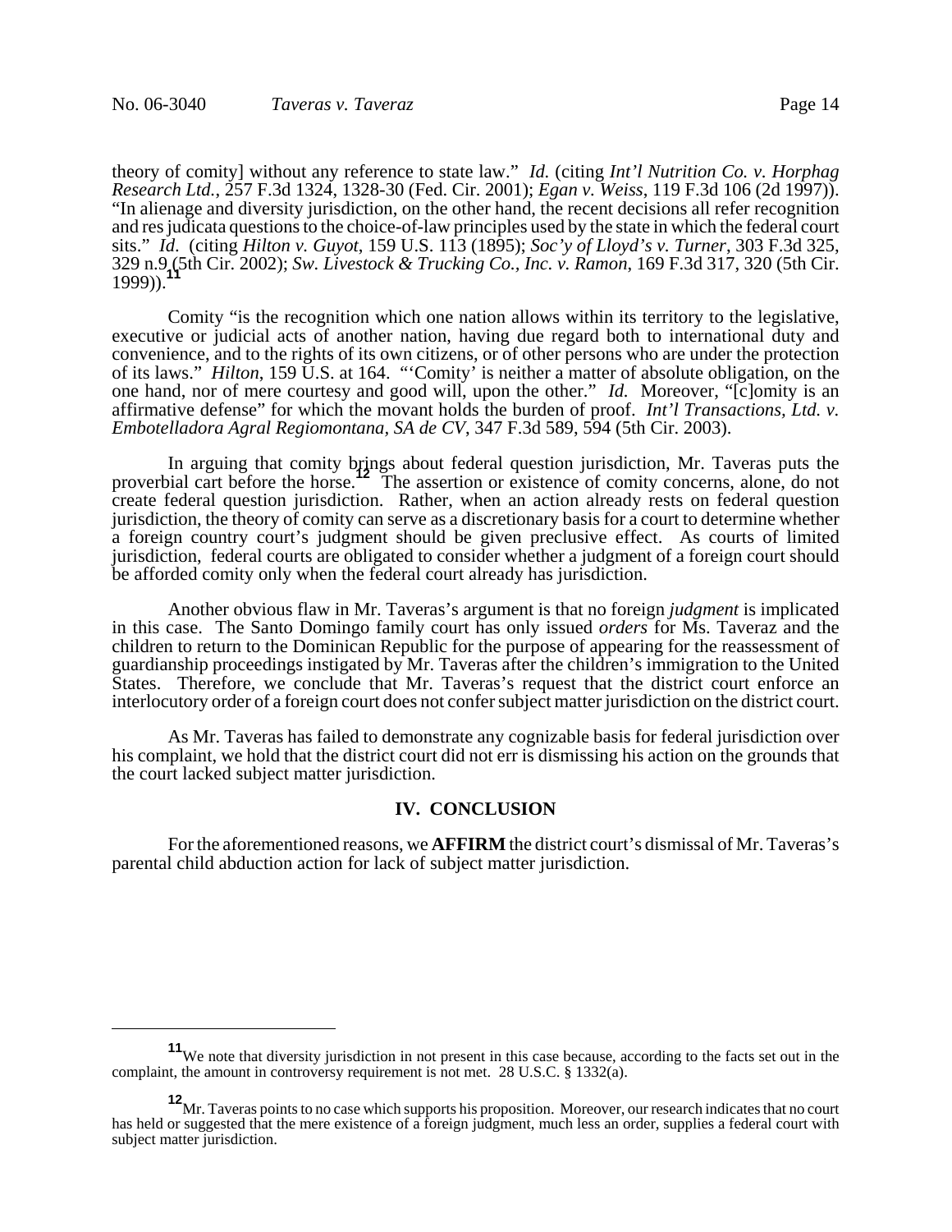theory of comity] without any reference to state law." *Id.* (citing *Int'l Nutrition Co. v. Horphag Research Ltd.*, 257 F.3d 1324, 1328-30 (Fed. Cir. 2001); *Egan v. Weiss*, 119 F.3d 106 (2d 1997)). "In alienage and diversity jurisdiction, on the other hand, the recent decisions all refer recognition and res judicata questions to the choice-of-law principles used by the state in which the federal court sits." *Id.* (citing *Hilton v. Guyot*, 159 U.S. 113 (1895); *Soc'y of Lloyd's v. Turner*, 303 F.3d 325, 329 n.9 (5th Cir. 2002); *Sw. Livestock & Trucking Co., Inc. v. Ramon*, 169 F.3d 317, 320 (5th Cir. 1999)).[11]

Comity "is the recognition which one nation allows within its territory to the legislative, executive or judicial acts of another nation, having due regard both to international duty and convenience, and to the rights of its own citizens, or of other persons who are under the protection of its laws." *Hilton*, 159 U.S. at 164. "'Comity' is neither a matter of absolute obligation, on the one hand, nor of mere courtesy and good will, upon the other." *Id.* Moreover, "[c]omity is an affirmative defense" for which the movant holds the burden of proof. *Int'l Transactions, Ltd. v. Embotelladora Agral Regiomontana, SA de CV*, 347 F.3d 589, 594 (5th Cir. 2003).

In arguing that comity brings about federal question jurisdiction, Mr. Taveras puts the proverbial cart before the horse.[12] The assertion or existence of comity concerns, alone, do not create federal question jurisdiction. Rather, when an action already rests on federal question jurisdiction, the theory of comity can serve as a discretionary basis for a court to determine whether a foreign country court's judgment should be given preclusive effect. As courts of limited jurisdiction, federal courts are obligated to consider whether a judgment of a foreign court should be afforded comity only when the federal court already has jurisdiction.

Another obvious flaw in Mr. Taveras's argument is that no foreign *judgment* is implicated in this case. The Santo Domingo family court has only issued *orders* for Ms. Taveraz and the children to return to the Dominican Republic for the purpose of appearing for the reassessment of guardianship proceedings instigated by Mr. Taveras after the children's immigration to the United States. Therefore, we conclude that Mr. Taveras's request that the district court enforce an interlocutory order of a foreign court does not confer subject matter jurisdiction on the district court.

As Mr. Taveras has failed to demonstrate any cognizable basis for federal jurisdiction over his complaint, we hold that the district court did not err is dismissing his action on the grounds that the court lacked subject matter jurisdiction.

## IV. CONCLUSION

For the aforementioned reasons, we **AFFIRM** the district court's dismissal of Mr. Taveras's parental child abduction action for lack of subject matter jurisdiction.

---

[11] We note that diversity jurisdiction in not present in this case because, according to the facts set out in the complaint, the amount in controversy requirement is not met. 28 U.S.C. § 1332(a).

[12] Mr. Taveras points to no case which supports his proposition. Moreover, our research indicates that no court has held or suggested that the mere existence of a foreign judgment, much less an order, supplies a federal court with subject matter jurisdiction.